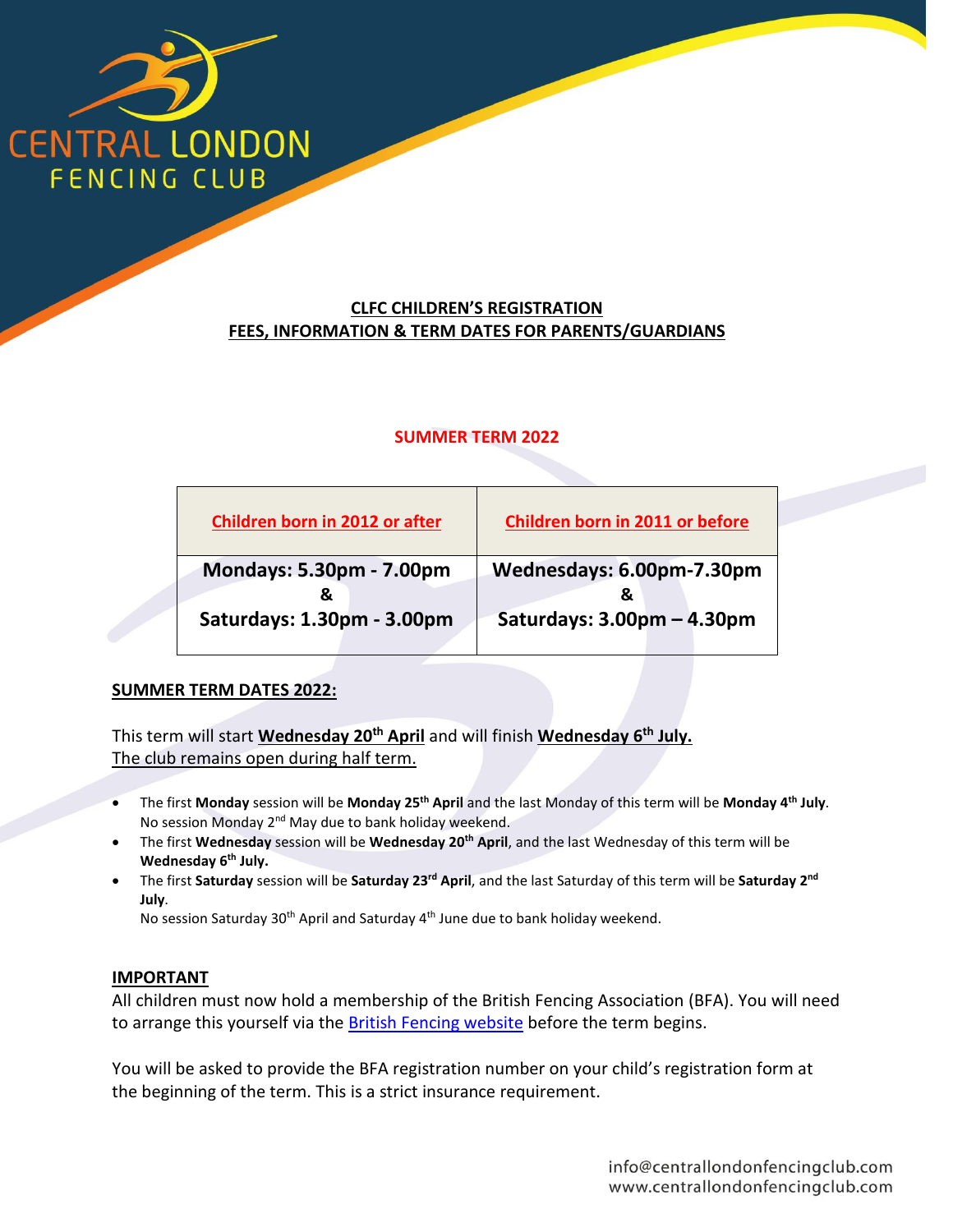CENTRAL LONDON
FENCING CLUB

## CLFC CHILDREN'S REGISTRATION
## FEES, INFORMATION & TERM DATES FOR PARENTS/GUARDIANS

### SUMMER TERM 2022

| Children born in 2012 or after | Children born in 2011 or before |
|---|---|
| **Mondays: 5.30pm - 7.00pm & Saturdays: 1.30pm - 3.00pm** | **Wednesdays: 6.00pm-7.30pm & Saturdays: 3.00pm – 4.30pm** |

**SUMMER TERM DATES 2022:**

This term will start **Wednesday 20th April** and will finish **Wednesday 6th July.**
The club remains open during half term.

- The first **Monday** session will be **Monday 25th April** and the last Monday of this term will be **Monday 4th July**. No session Monday 2nd May due to bank holiday weekend.
- The first **Wednesday** session will be **Wednesday 20th April**, and the last Wednesday of this term will be **Wednesday 6th July.**
- The first **Saturday** session will be **Saturday 23rd April**, and the last Saturday of this term will be **Saturday 2nd July**.
  No session Saturday 30th April and Saturday 4th June due to bank holiday weekend.

**IMPORTANT**

All children must now hold a membership of the British Fencing Association (BFA). You will need to arrange this yourself via the British Fencing website before the term begins.

You will be asked to provide the BFA registration number on your child's registration form at the beginning of the term. This is a strict insurance requirement.

info@centrallondonfencingclub.com
www.centrallondonfencingclub.com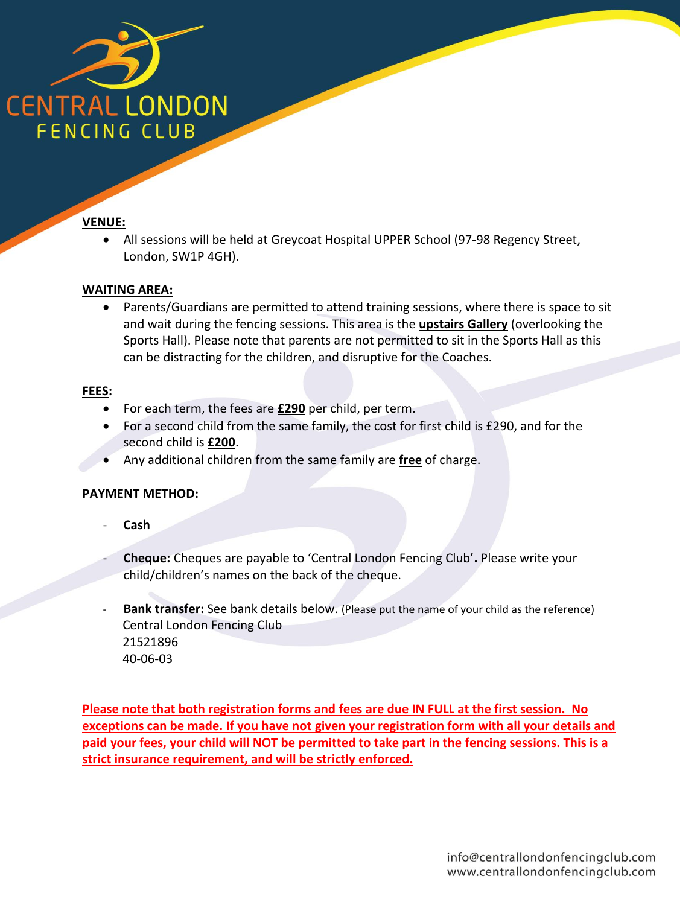CENTRAL LONDON
FENCING CLUB

**VENUE:**

- All sessions will be held at Greycoat Hospital UPPER School (97-98 Regency Street, London, SW1P 4GH).

**WAITING AREA:**

- Parents/Guardians are permitted to attend training sessions, where there is space to sit and wait during the fencing sessions. This area is the **upstairs Gallery** (overlooking the Sports Hall). Please note that parents are not permitted to sit in the Sports Hall as this can be distracting for the children, and disruptive for the Coaches.

**FEES:**

- For each term, the fees are **£290** per child, per term.
- For a second child from the same family, the cost for first child is £290, and for the second child is **£200**.
- Any additional children from the same family are **free** of charge.

**PAYMENT METHOD:**

- **Cash**
- **Cheque:** Cheques are payable to 'Central London Fencing Club'**.** Please write your child/children's names on the back of the cheque.
- **Bank transfer:** See bank details below. (Please put the name of your child as the reference)
  Central London Fencing Club
  21521896
  40-06-03

**Please note that both registration forms and fees are due IN FULL at the first session. No exceptions can be made. If you have not given your registration form with all your details and paid your fees, your child will NOT be permitted to take part in the fencing sessions. This is a strict insurance requirement, and will be strictly enforced.**

info@centrallondonfencingclub.com
www.centrallondonfencingclub.com